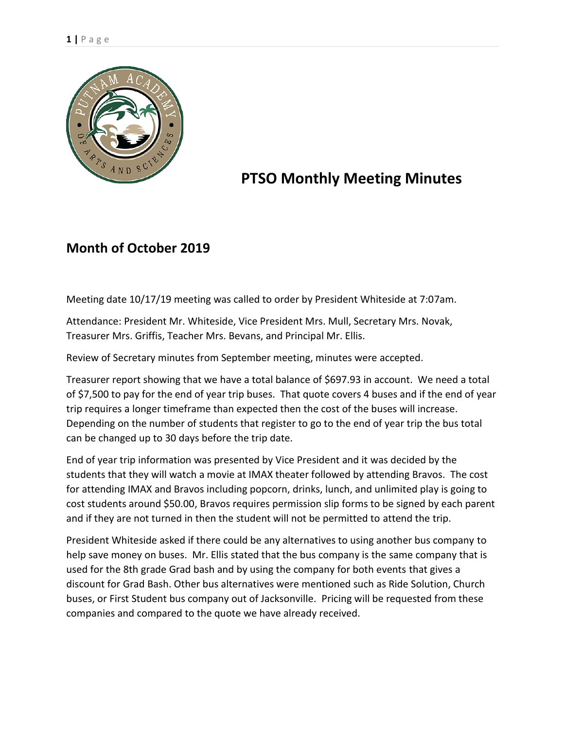# PTSO Monthly Meeting Minutes

## Month of October 2019

Meeting date 10/17/19 meeting was called to order by President Whiteside at 7:07am.

Attendance: President Mr. Whiteside, Vice President Mrs. Mull, Secretary Mrs. Novak, Treasurer Mrs. Griffis, Teacher Mrs. Bevans, and Principal Mr. Ellis.

Review of Secretary minutes from September meeting, minutes were accepted.

Treasurer report showing that we have a total balance of $697.93 in account. We need a total of $7,500 to pay for the end of year trip buses. That quote covers 4 buses and if the end of year trip requires a longer timeframe than expected then the cost of the buses will increase. Depending on the number of students that register to go to the end of year trip the bus total can be changed up to 30 days before the trip date.

End of year trip information was presented by Vice President and it was decided by the students that they will watch a movie at IMAX theater followed by attending Bravos. The cost for attending IMAX and Bravos including popcorn, drinks, lunch, and unlimited play is going to cost students around $50.00, Bravos requires permission slip forms to be signed by each parent and if they are not turned in then the student will not be permitted to attend the trip.

President Whiteside asked if there could be any alternatives to using another bus company to help save money on buses. Mr. Ellis stated that the bus company is the same company that is used for the 8th grade Grad bash and by using the company for both events that gives a discount for Grad Bash. Other bus alternatives were mentioned such as Ride Solution, Church buses, or First Student bus company out of Jacksonville. Pricing will be requested from these companies and compared to the quote we have already received.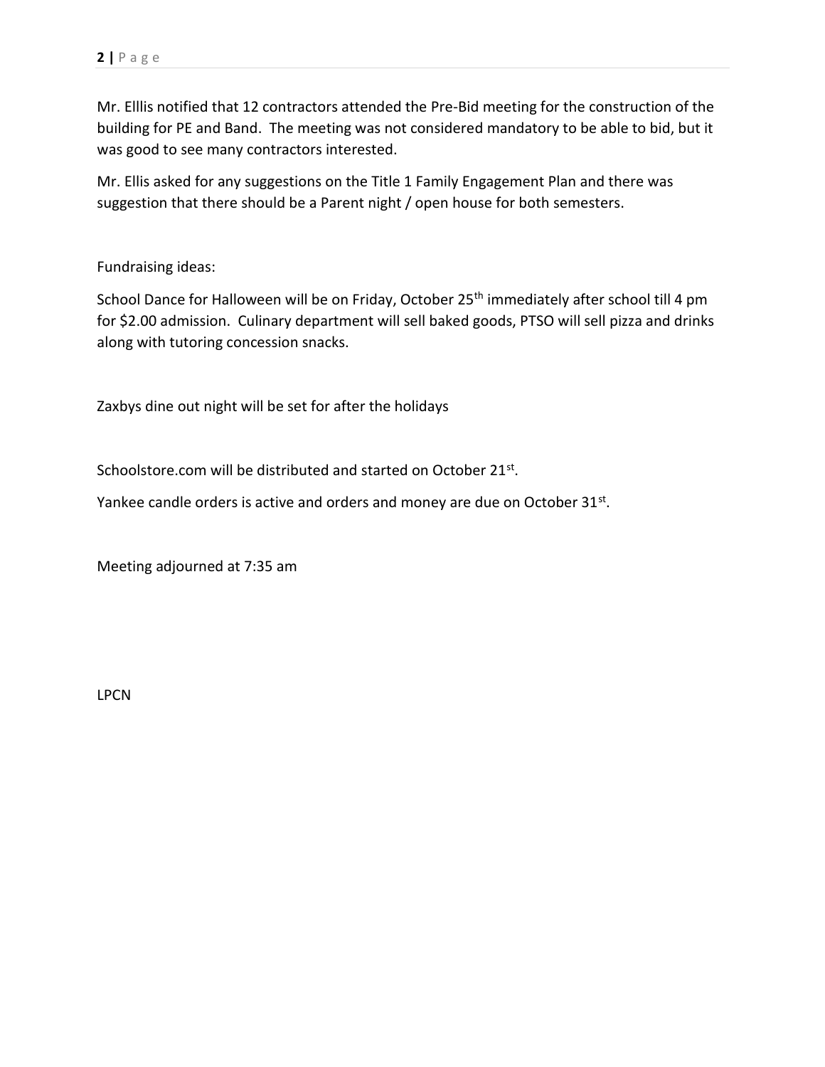Mr. Elllis notified that 12 contractors attended the Pre-Bid meeting for the construction of the building for PE and Band. The meeting was not considered mandatory to be able to bid, but it was good to see many contractors interested.

Mr. Ellis asked for any suggestions on the Title 1 Family Engagement Plan and there was suggestion that there should be a Parent night / open house for both semesters.

Fundraising ideas:

School Dance for Halloween will be on Friday, October 25th immediately after school till 4 pm for $2.00 admission. Culinary department will sell baked goods, PTSO will sell pizza and drinks along with tutoring concession snacks.

Zaxbys dine out night will be set for after the holidays

Schoolstore.com will be distributed and started on October 21st.

Yankee candle orders is active and orders and money are due on October 31st.

Meeting adjourned at 7:35 am

LPCN